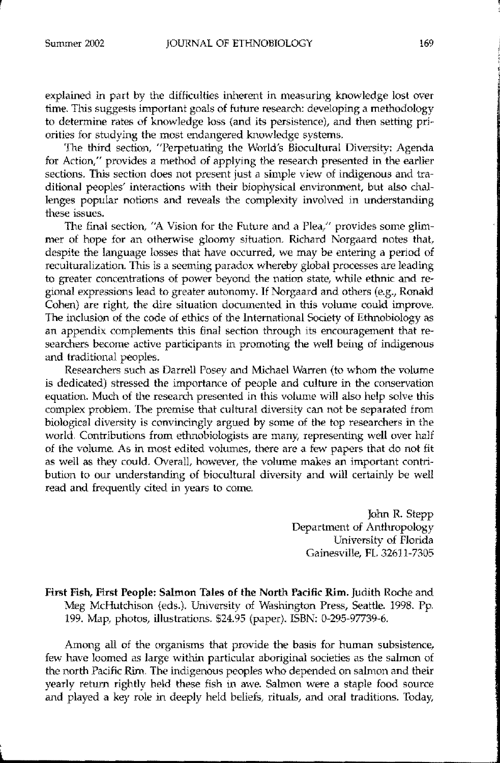explained in part by the difficulties inherent in measuring knowledge lost over time. This suggests important goals of future research: developing a methodology to determine rates of knowledge loss (and its persistence), and then setting priorities for studying the most endangered knowledge systems.

The third section, "Perpetuating the World's Biocultural Diversity: Agenda for Action," provides a method of applying the research presented in the earlier sections. This section does not present just a simple view of indigenous and traditional peoples' interactions with their biophysical environment, but also challenges popular notions and reveals the complexity involved in understanding these issues.

The final section, "A Vision for the Future and a Plea," provides some glimmer of hope for an otherwise gloomy situation. Richard Norgaard notes that, despite the language losses that have occurred, we may be entering a period of reculturalization. This is a seeming paradox whereby global processes are leading to greater concentrations of power beyond the nation state, while ethnic and regional expressions lead to greater autonomy. If Norgaard and others (e.g., Ronald Cohen) are right, the dire situation documented in this volume could improve. The inclusion of the code of ethics of the International Society of Ethnobiology as an appendix complements this final section through its encouragement that researchers become active participants in promoting the well being of indigenous and traditional peoples.

Researchers such as Darrell Posey and Michael Warren (to whom the volume is dedicated) stressed the importance of people and culture in the conservation equation. Much of the research presented in this volume will also help solve this complex problem. The premise that cultural diversity can not be separated from biological diversity is convincingly argued by some of the top researchers in the world. Contributions from ethnobiologists are many, representing well over half of the volume. As in most edited volumes, there are a few papers that do not fit as well as they could. Overall, however, the volume makes an important contribution to our understanding of biocultural diversity and will certainly be well read and frequently cited in years to come.

John R. Stepp
Department of Anthropology
University of Florida
Gainesville, FL 32611-7305

**First Fish, First People: Salmon Tales of the North Pacific Rim.** Judith Roche and Meg McHutchison (eds.). University of Washington Press, Seattle. 1998. Pp. 199. Map, photos, illustrations. $24.95 (paper). ISBN: 0-295-97739-6.

Among all of the organisms that provide the basis for human subsistence, few have loomed as large within particular aboriginal societies as the salmon of the north Pacific Rim. The indigenous peoples who depended on salmon and their yearly return rightly held these fish in awe. Salmon were a staple food source and played a key role in deeply held beliefs, rituals, and oral traditions. Today,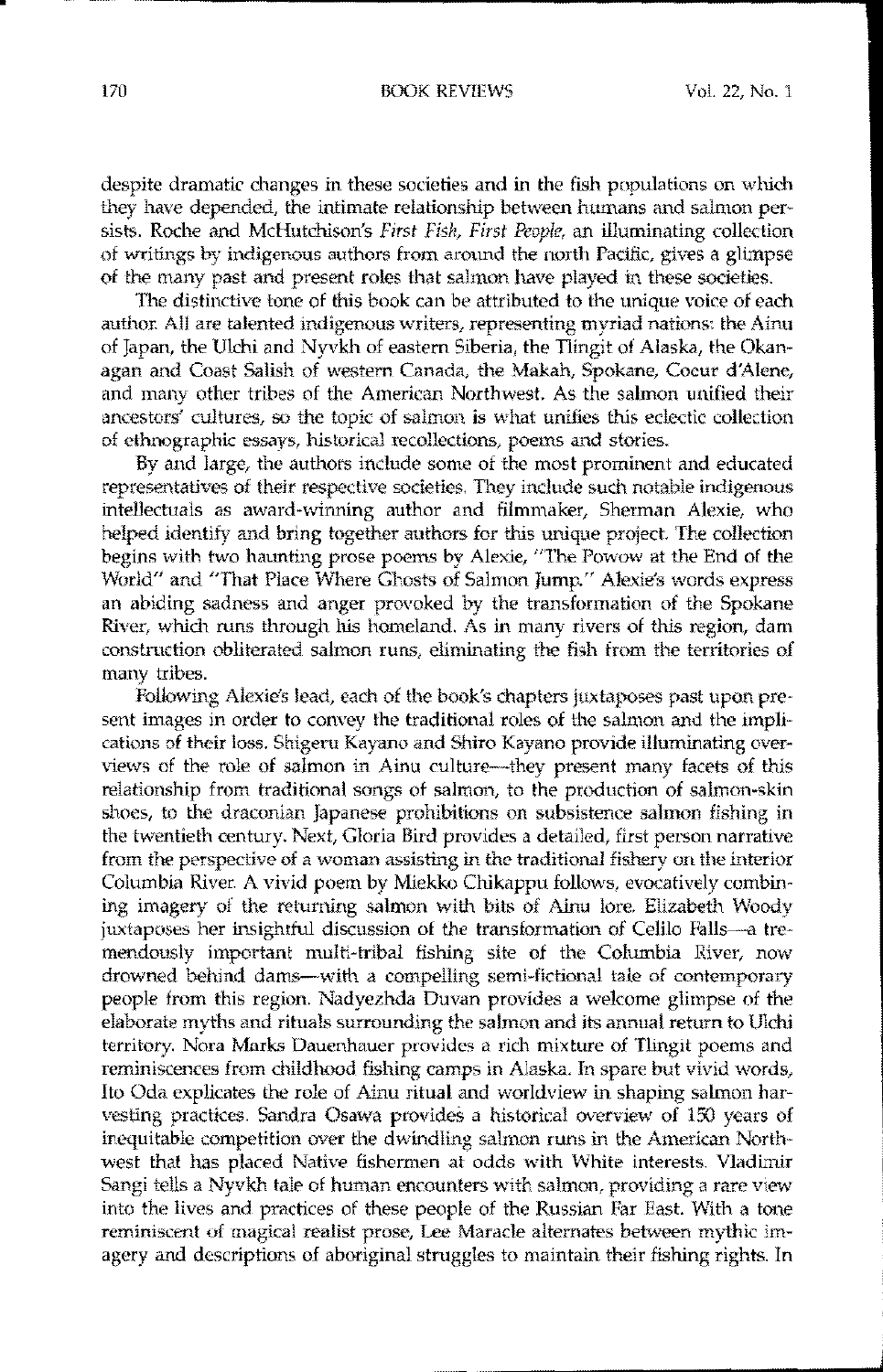despite dramatic changes in these societies and in the fish populations on which they have depended, the intimate relationship between humans and salmon persists. Roche and McHutchison's *First Fish, First People*, an illuminating collection of writings by indigenous authors from around the north Pacific, gives a glimpse of the many past and present roles that salmon have played in these societies.

The distinctive tone of this book can be attributed to the unique voice of each author. All are talented indigenous writers, representing myriad nations: the Ainu of Japan, the Ulchi and Nyvkh of eastern Siberia, the Tlingit of Alaska, the Okanagan and Coast Salish of western Canada, the Makah, Spokane, Coeur d'Alene, and many other tribes of the American Northwest. As the salmon unified their ancestors' cultures, so the topic of salmon is what unifies this eclectic collection of ethnographic essays, historical recollections, poems and stories.

By and large, the authors include some of the most prominent and educated representatives of their respective societies. They include such notable indigenous intellectuals as award-winning author and filmmaker, Sherman Alexie, who helped identify and bring together authors for this unique project. The collection begins with two haunting prose poems by Alexie, "The Powow at the End of the World" and "That Place Where Ghosts of Salmon Jump." Alexie's words express an abiding sadness and anger provoked by the transformation of the Spokane River, which runs through his homeland. As in many rivers of this region, dam construction obliterated salmon runs, eliminating the fish from the territories of many tribes.

Following Alexie's lead, each of the book's chapters juxtaposes past upon present images in order to convey the traditional roles of the salmon and the implications of their loss. Shigeru Kayano and Shiro Kayano provide illuminating overviews of the role of salmon in Ainu culture—they present many facets of this relationship from traditional songs of salmon, to the production of salmon-skin shoes, to the draconian Japanese prohibitions on subsistence salmon fishing in the twentieth century. Next, Gloria Bird provides a detailed, first person narrative from the perspective of a woman assisting in the traditional fishery on the interior Columbia River. A vivid poem by Miekko Chikappu follows, evocatively combining imagery of the returning salmon with bits of Ainu lore. Elizabeth Woody juxtaposes her insightful discussion of the transformation of Celilo Falls—a tremendously important multi-tribal fishing site of the Columbia River, now drowned behind dams—with a compelling semi-fictional tale of contemporary people from this region. Nadyezhda Duvan provides a welcome glimpse of the elaborate myths and rituals surrounding the salmon and its annual return to Ulchi territory. Nora Marks Dauenhauer provides a rich mixture of Tlingit poems and reminiscences from childhood fishing camps in Alaska. In spare but vivid words, Ito Oda explicates the role of Ainu ritual and worldview in shaping salmon harvesting practices. Sandra Osawa provides a historical overview of 150 years of inequitable competition over the dwindling salmon runs in the American Northwest that has placed Native fishermen at odds with White interests. Vladimir Sangi tells a Nyvkh tale of human encounters with salmon, providing a rare view into the lives and practices of these people of the Russian Far East. With a tone reminiscent of magical realist prose, Lee Maracle alternates between mythic imagery and descriptions of aboriginal struggles to maintain their fishing rights. In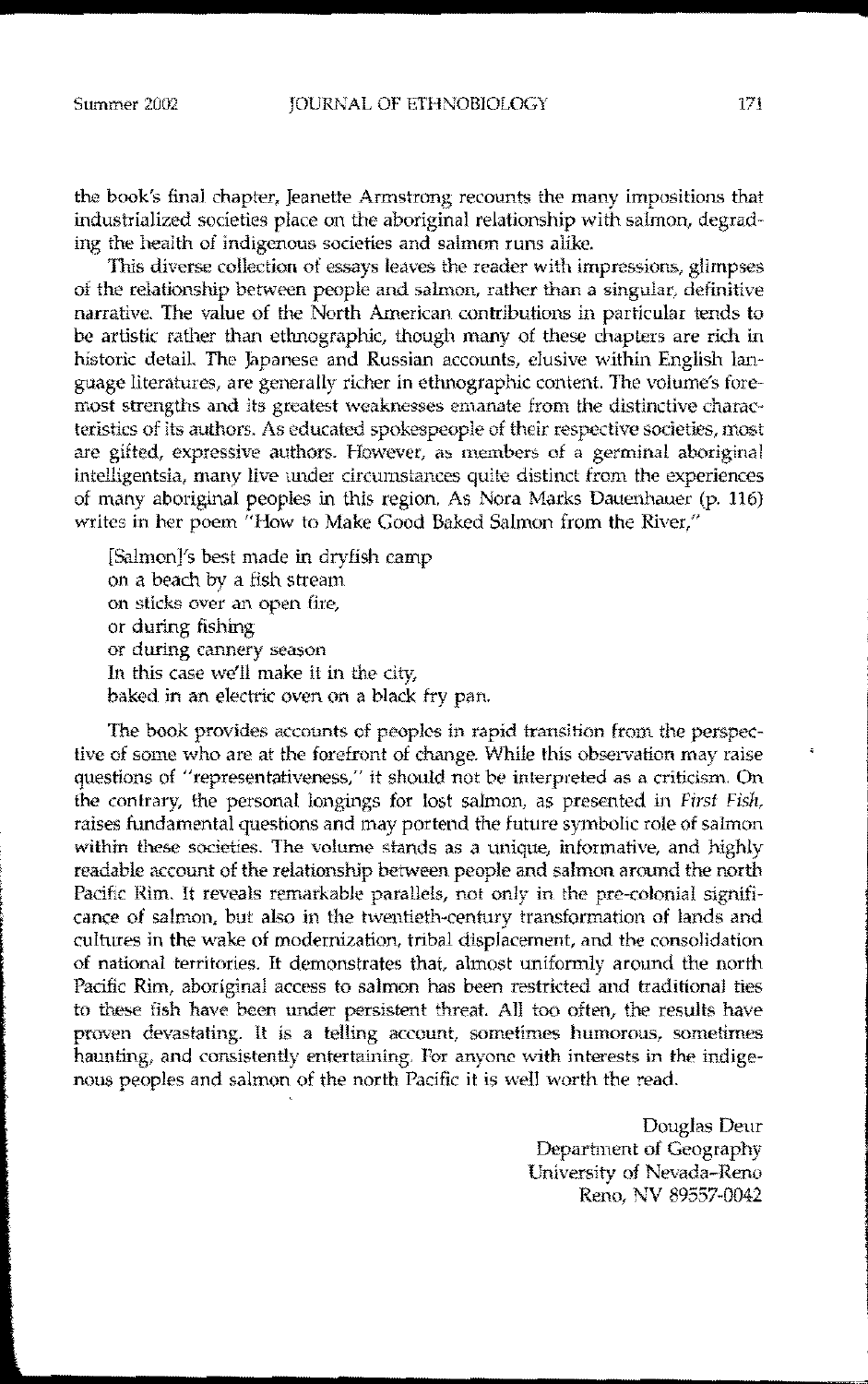the book's final chapter, Jeanette Armstrong recounts the many impositions that industrialized societies place on the aboriginal relationship with salmon, degrading the health of indigenous societies and salmon runs alike.

This diverse collection of essays leaves the reader with impressions, glimpses of the relationship between people and salmon, rather than a singular, definitive narrative. The value of the North American contributions in particular tends to be artistic rather than ethnographic, though many of these chapters are rich in historic detail. The Japanese and Russian accounts, elusive within English language literatures, are generally richer in ethnographic content. The volume's foremost strengths and its greatest weaknesses emanate from the distinctive characteristics of its authors. As educated spokespeople of their respective societies, most are gifted, expressive authors. However, as members of a germinal aboriginal intelligentsia, many live under circumstances quite distinct from the experiences of many aboriginal peoples in this region. As Nora Marks Dauenhauer (p. 116) writes in her poem "How to Make Good Baked Salmon from the River,"

> [Salmon]'s best made in dryfish camp
> on a beach by a fish stream
> on sticks over an open fire,
> or during fishing
> or during cannery season
> In this case we'll make it in the city,
> baked in an electric oven on a black fry pan.

The book provides accounts of peoples in rapid transition from the perspective of some who are at the forefront of change. While this observation may raise questions of "representativeness," it should not be interpreted as a criticism. On the contrary, the personal longings for lost salmon, as presented in *First Fish*, raises fundamental questions and may portend the future symbolic role of salmon within these societies. The volume stands as a unique, informative, and highly readable account of the relationship between people and salmon around the north Pacific Rim. It reveals remarkable parallels, not only in the pre-colonial significance of salmon, but also in the twentieth-century transformation of lands and cultures in the wake of modernization, tribal displacement, and the consolidation of national territories. It demonstrates that, almost uniformly around the north Pacific Rim, aboriginal access to salmon has been restricted and traditional ties to these fish have been under persistent threat. All too often, the results have proven devastating. It is a telling account, sometimes humorous, sometimes haunting, and consistently entertaining. For anyone with interests in the indigenous peoples and salmon of the north Pacific it is well worth the read.

Douglas Deur
Department of Geography
University of Nevada-Reno
Reno, NV 89557-0042